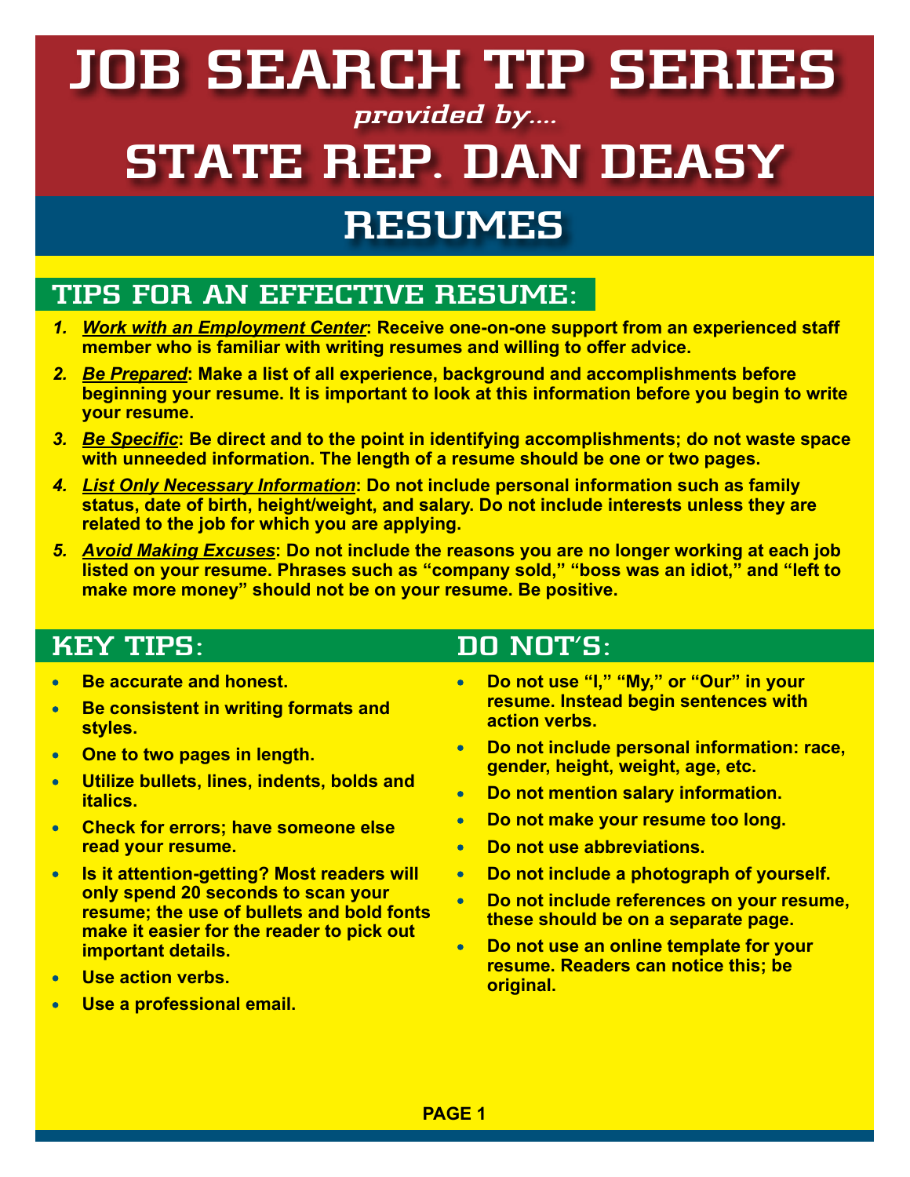# JOB SEARCH TIP SERIES

*provided by....*

# STATE REP. DAN DEASY

## RESUMES

### TIPS FOR AN EFFECTIVE RESUME:

1. ***Work with an Employment Center*: Receive one-on-one support from an experienced staff member who is familiar with writing resumes and willing to offer advice.**
2. ***Be Prepared*: Make a list of all experience, background and accomplishments before beginning your resume. It is important to look at this information before you begin to write your resume.**
3. ***Be Specific*: Be direct and to the point in identifying accomplishments; do not waste space with unneeded information. The length of a resume should be one or two pages.**
4. ***List Only Necessary Information*: Do not include personal information such as family status, date of birth, height/weight, and salary. Do not include interests unless they are related to the job for which you are applying.**
5. ***Avoid Making Excuses*: Do not include the reasons you are no longer working at each job listed on your resume. Phrases such as "company sold," "boss was an idiot," and "left to make more money" should not be on your resume. Be positive.**

### KEY TIPS:

- **Be accurate and honest.**
- **Be consistent in writing formats and styles.**
- **One to two pages in length.**
- **Utilize bullets, lines, indents, bolds and italics.**
- **Check for errors; have someone else read your resume.**
- **Is it attention-getting? Most readers will only spend 20 seconds to scan your resume; the use of bullets and bold fonts make it easier for the reader to pick out important details.**
- **Use action verbs.**
- **Use a professional email.**

### DO NOT'S:

- **Do not use "I," "My," or "Our" in your resume. Instead begin sentences with action verbs.**
- **Do not include personal information: race, gender, height, weight, age, etc.**
- **Do not mention salary information.**
- **Do not make your resume too long.**
- **Do not use abbreviations.**
- **Do not include a photograph of yourself.**
- **Do not include references on your resume, these should be on a separate page.**
- **Do not use an online template for your resume. Readers can notice this; be original.**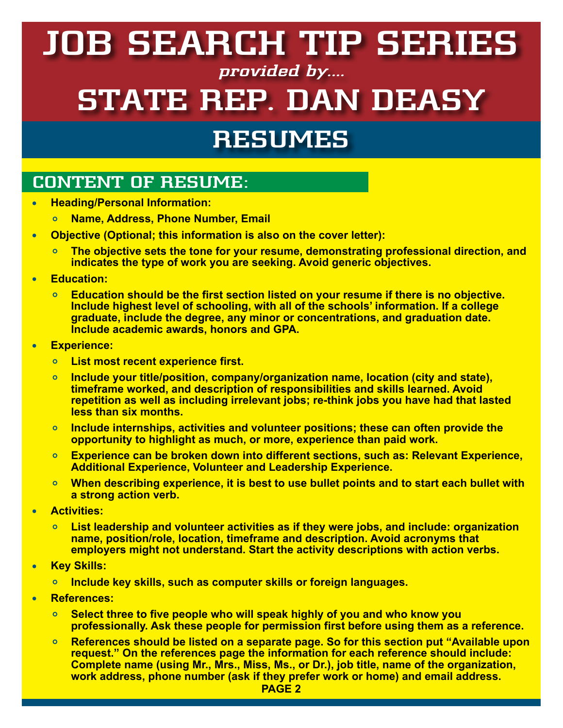# JOB SEARCH TIP SERIES

*provided by....*

# STATE REP. DAN DEASY

## RESUMES

### CONTENT OF RESUME:

- **Heading/Personal Information:**
  - **Name, Address, Phone Number, Email**
- **Objective (Optional; this information is also on the cover letter):**
  - **The objective sets the tone for your resume, demonstrating professional direction, and indicates the type of work you are seeking. Avoid generic objectives.**
- **Education:**
  - **Education should be the first section listed on your resume if there is no objective. Include highest level of schooling, with all of the schools' information. If a college graduate, include the degree, any minor or concentrations, and graduation date. Include academic awards, honors and GPA.**
- **Experience:**
  - **List most recent experience first.**
  - **Include your title/position, company/organization name, location (city and state), timeframe worked, and description of responsibilities and skills learned. Avoid repetition as well as including irrelevant jobs; re-think jobs you have had that lasted less than six months.**
  - **Include internships, activities and volunteer positions; these can often provide the opportunity to highlight as much, or more, experience than paid work.**
  - **Experience can be broken down into different sections, such as: Relevant Experience, Additional Experience, Volunteer and Leadership Experience.**
  - **When describing experience, it is best to use bullet points and to start each bullet with a strong action verb.**
- **Activities:**
  - **List leadership and volunteer activities as if they were jobs, and include: organization name, position/role, location, timeframe and description. Avoid acronyms that employers might not understand. Start the activity descriptions with action verbs.**
- **Key Skills:**
  - **Include key skills, such as computer skills or foreign languages.**
- **References:**
  - **Select three to five people who will speak highly of you and who know you professionally. Ask these people for permission first before using them as a reference.**
  - **References should be listed on a separate page. So for this section put "Available upon request." On the references page the information for each reference should include: Complete name (using Mr., Mrs., Miss, Ms., or Dr.), job title, name of the organization, work address, phone number (ask if they prefer work or home) and email address.**